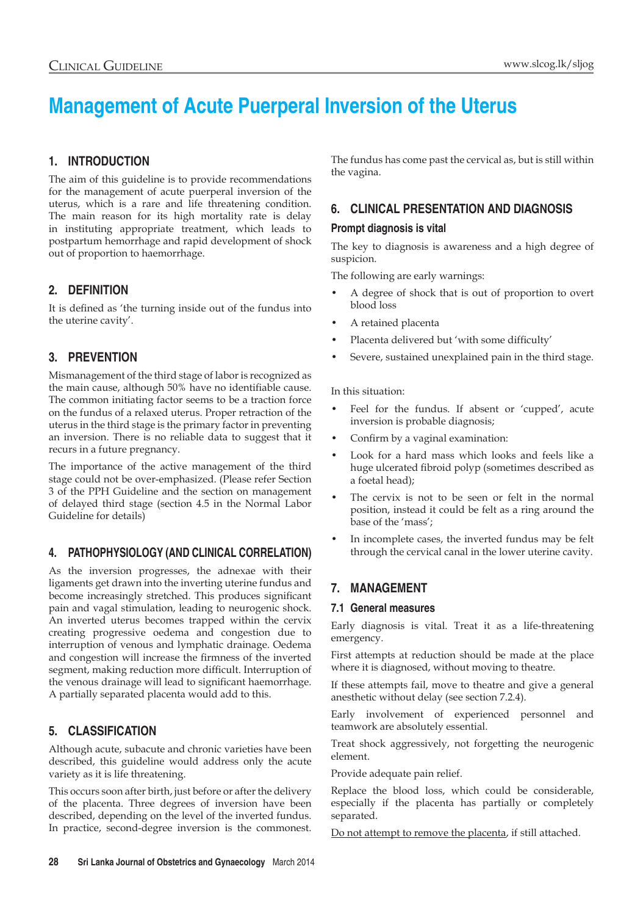# Management of Acute Puerperal Inversion of the Uterus

## 1. INTRODUCTION

The aim of this guideline is to provide recommendations for the management of acute puerperal inversion of the uterus, which is a rare and life threatening condition. The main reason for its high mortality rate is delay in instituting appropriate treatment, which leads to postpartum hemorrhage and rapid development of shock out of proportion to haemorrhage.

## 2. DEFINITION

It is defined as 'the turning inside out of the fundus into the uterine cavity'.

## 3. PREVENTION

Mismanagement of the third stage of labor is recognized as the main cause, although 50% have no identifiable cause. The common initiating factor seems to be a traction force on the fundus of a relaxed uterus. Proper retraction of the uterus in the third stage is the primary factor in preventing an inversion. There is no reliable data to suggest that it recurs in a future pregnancy.

The importance of the active management of the third stage could not be over-emphasized. (Please refer Section 3 of the PPH Guideline and the section on management of delayed third stage (section 4.5 in the Normal Labor Guideline for details)

## 4. PATHOPHYSIOLOGY (AND CLINICAL CORRELATION)

As the inversion progresses, the adnexae with their ligaments get drawn into the inverting uterine fundus and become increasingly stretched. This produces significant pain and vagal stimulation, leading to neurogenic shock. An inverted uterus becomes trapped within the cervix creating progressive oedema and congestion due to interruption of venous and lymphatic drainage. Oedema and congestion will increase the firmness of the inverted segment, making reduction more difficult. Interruption of the venous drainage will lead to significant haemorrhage. A partially separated placenta would add to this.

## 5. CLASSIFICATION

Although acute, subacute and chronic varieties have been described, this guideline would address only the acute variety as it is life threatening.

This occurs soon after birth, just before or after the delivery of the placenta. Three degrees of inversion have been described, depending on the level of the inverted fundus. In practice, second-degree inversion is the commonest. The fundus has come past the cervical as, but is still within the vagina.

## 6. CLINICAL PRESENTATION AND DIAGNOSIS

### Prompt diagnosis is vital

The key to diagnosis is awareness and a high degree of suspicion.

The following are early warnings:

- A degree of shock that is out of proportion to overt blood loss
- A retained placenta
- Placenta delivered but 'with some difficulty'
- Severe, sustained unexplained pain in the third stage.

In this situation:

- Feel for the fundus. If absent or 'cupped', acute inversion is probable diagnosis;
- Confirm by a vaginal examination:
- Look for a hard mass which looks and feels like a huge ulcerated fibroid polyp (sometimes described as a foetal head);
- The cervix is not to be seen or felt in the normal position, instead it could be felt as a ring around the base of the 'mass';
- In incomplete cases, the inverted fundus may be felt through the cervical canal in the lower uterine cavity.

## 7. MANAGEMENT

### 7.1 General measures

Early diagnosis is vital. Treat it as a life-threatening emergency.

First attempts at reduction should be made at the place where it is diagnosed, without moving to theatre.

If these attempts fail, move to theatre and give a general anesthetic without delay (see section 7.2.4).

Early involvement of experienced personnel and teamwork are absolutely essential.

Treat shock aggressively, not forgetting the neurogenic element.

Provide adequate pain relief.

Replace the blood loss, which could be considerable, especially if the placenta has partially or completely separated.

Do not attempt to remove the placenta, if still attached.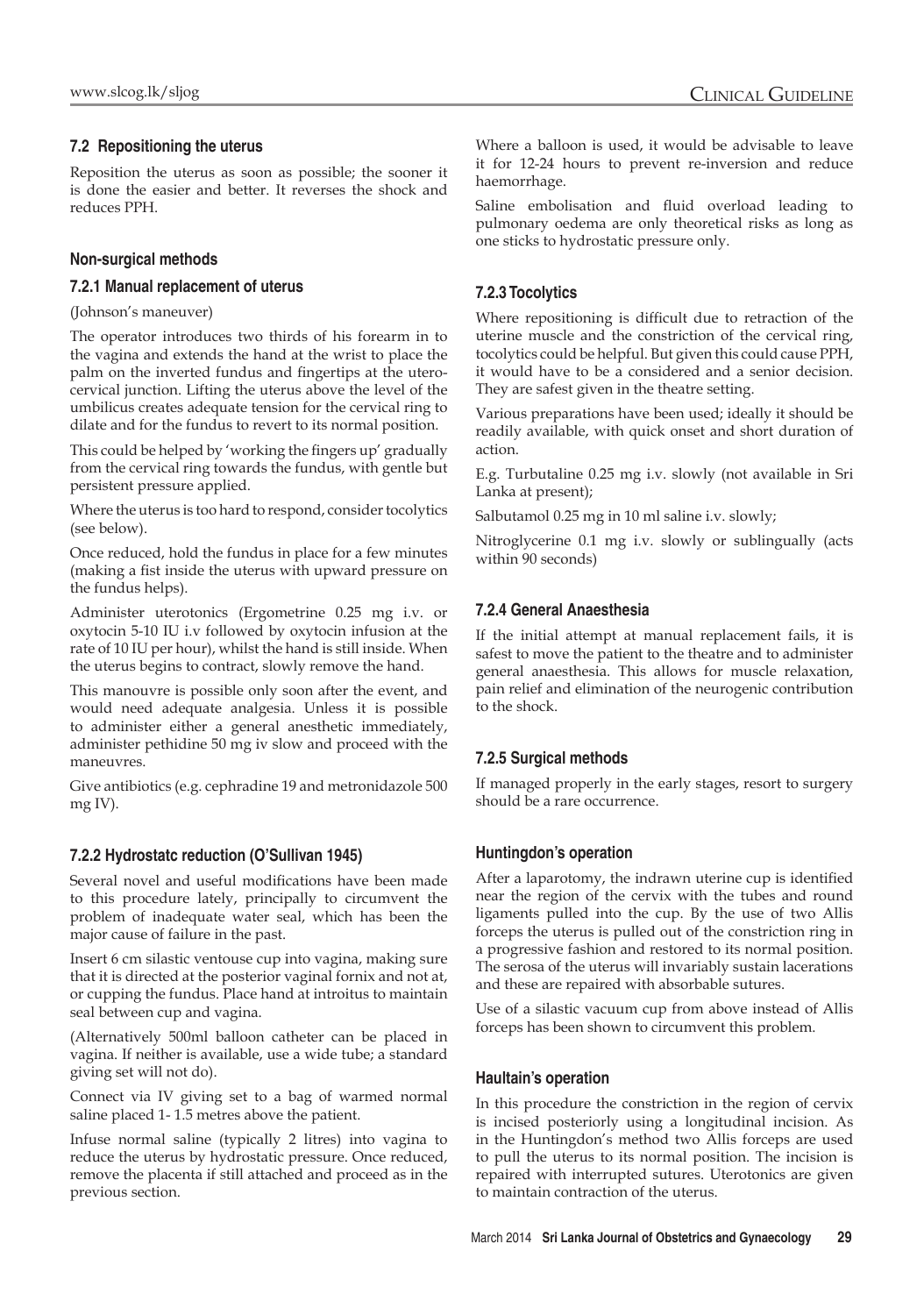## 7.2 Repositioning the uterus

Reposition the uterus as soon as possible; the sooner it is done the easier and better. It reverses the shock and reduces PPH.

### Non-surgical methods

### 7.2.1 Manual replacement of uterus

(Johnson's maneuver)

The operator introduces two thirds of his forearm in to the vagina and extends the hand at the wrist to place the palm on the inverted fundus and fingertips at the utero-cervical junction. Lifting the uterus above the level of the umbilicus creates adequate tension for the cervical ring to dilate and for the fundus to revert to its normal position.

This could be helped by 'working the fingers up' gradually from the cervical ring towards the fundus, with gentle but persistent pressure applied.

Where the uterus is too hard to respond, consider tocolytics (see below).

Once reduced, hold the fundus in place for a few minutes (making a fist inside the uterus with upward pressure on the fundus helps).

Administer uterotonics (Ergometrine 0.25 mg i.v. or oxytocin 5-10 IU i.v followed by oxytocin infusion at the rate of 10 IU per hour), whilst the hand is still inside. When the uterus begins to contract, slowly remove the hand.

This manouvre is possible only soon after the event, and would need adequate analgesia. Unless it is possible to administer either a general anesthetic immediately, administer pethidine 50 mg iv slow and proceed with the maneuvres.

Give antibiotics (e.g. cephradine 19 and metronidazole 500 mg IV).

### 7.2.2 Hydrostatc reduction (O'Sullivan 1945)

Several novel and useful modifications have been made to this procedure lately, principally to circumvent the problem of inadequate water seal, which has been the major cause of failure in the past.

Insert 6 cm silastic ventouse cup into vagina, making sure that it is directed at the posterior vaginal fornix and not at, or cupping the fundus. Place hand at introitus to maintain seal between cup and vagina.

(Alternatively 500ml balloon catheter can be placed in vagina. If neither is available, use a wide tube; a standard giving set will not do).

Connect via IV giving set to a bag of warmed normal saline placed 1- 1.5 metres above the patient.

Infuse normal saline (typically 2 litres) into vagina to reduce the uterus by hydrostatic pressure. Once reduced, remove the placenta if still attached and proceed as in the previous section.

Where a balloon is used, it would be advisable to leave it for 12-24 hours to prevent re-inversion and reduce haemorrhage.

Saline embolisation and fluid overload leading to pulmonary oedema are only theoretical risks as long as one sticks to hydrostatic pressure only.

### 7.2.3 Tocolytics

Where repositioning is difficult due to retraction of the uterine muscle and the constriction of the cervical ring, tocolytics could be helpful. But given this could cause PPH, it would have to be a considered and a senior decision. They are safest given in the theatre setting.

Various preparations have been used; ideally it should be readily available, with quick onset and short duration of action.

E.g. Turbutaline 0.25 mg i.v. slowly (not available in Sri Lanka at present);

Salbutamol 0.25 mg in 10 ml saline i.v. slowly;

Nitroglycerine 0.1 mg i.v. slowly or sublingually (acts within 90 seconds)

### 7.2.4 General Anaesthesia

If the initial attempt at manual replacement fails, it is safest to move the patient to the theatre and to administer general anaesthesia. This allows for muscle relaxation, pain relief and elimination of the neurogenic contribution to the shock.

### 7.2.5 Surgical methods

If managed properly in the early stages, resort to surgery should be a rare occurrence.

### Huntingdon's operation

After a laparotomy, the indrawn uterine cup is identified near the region of the cervix with the tubes and round ligaments pulled into the cup. By the use of two Allis forceps the uterus is pulled out of the constriction ring in a progressive fashion and restored to its normal position. The serosa of the uterus will invariably sustain lacerations and these are repaired with absorbable sutures.

Use of a silastic vacuum cup from above instead of Allis forceps has been shown to circumvent this problem.

### Haultain's operation

In this procedure the constriction in the region of cervix is incised posteriorly using a longitudinal incision. As in the Huntingdon's method two Allis forceps are used to pull the uterus to its normal position. The incision is repaired with interrupted sutures. Uterotonics are given to maintain contraction of the uterus.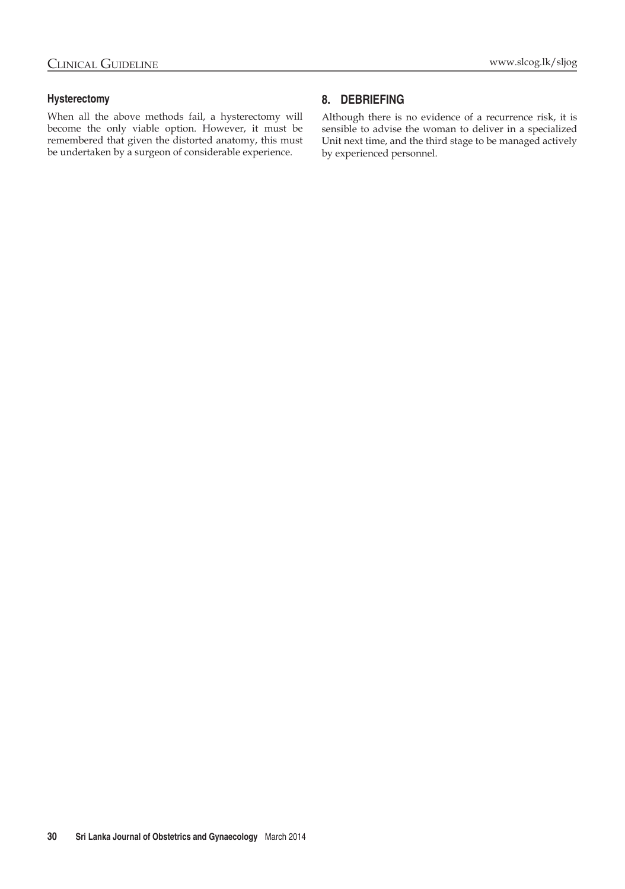### Hysterectomy

When all the above methods fail, a hysterectomy will become the only viable option. However, it must be remembered that given the distorted anatomy, this must be undertaken by a surgeon of considerable experience.

## 8. DEBRIEFING

Although there is no evidence of a recurrence risk, it is sensible to advise the woman to deliver in a specialized Unit next time, and the third stage to be managed actively by experienced personnel.